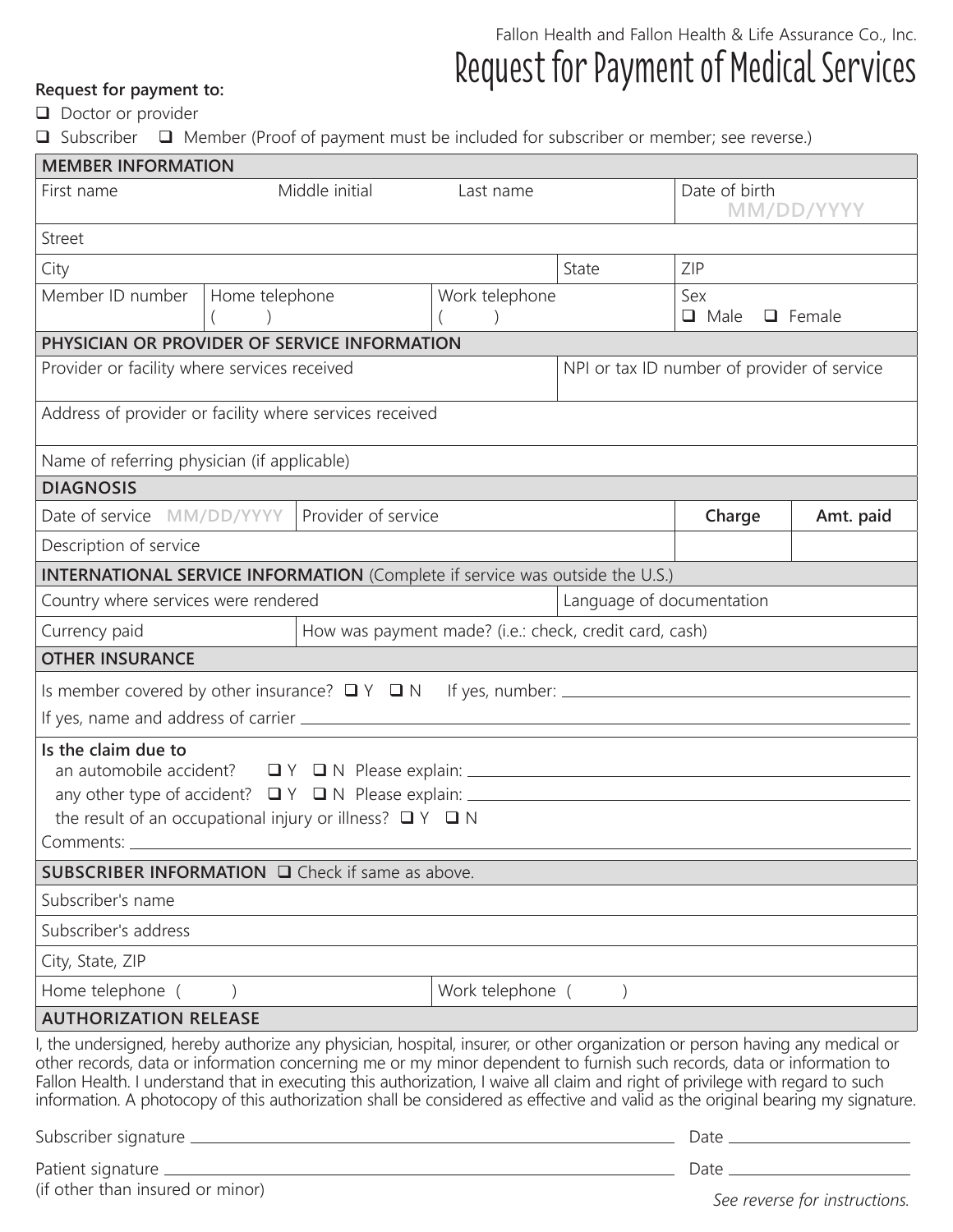Fallon Health and Fallon Health & Life Assurance Co., Inc.

# Request for Payment of Medical Services

**Request for payment to:**

- ❑ Doctor or provider
- ❑ Subscriber ❑ Member (Proof of payment must be included for subscriber or member; see reverse.)

| **MEMBER INFORMATION** | | | | |
|---|---|---|---|---|
| First name | Middle initial | Last name | | Date of birth MM/DD/YYYY |
| Street | | | | |
| City | | | State | ZIP |
| Member ID number | Home telephone ( ) | Work telephone ( ) | | Sex ❑ Male ❑ Female |

| **PHYSICIAN OR PROVIDER OF SERVICE INFORMATION** | |
|---|---|
| Provider or facility where services received | NPI or tax ID number of provider of service |
| Address of provider or facility where services received | |
| Name of referring physician (if applicable) | |

| **DIAGNOSIS** | | | |
|---|---|---|---|
| Date of service MM/DD/YYYY | Provider of service | **Charge** | **Amt. paid** |
| Description of service | | | |

| **INTERNATIONAL SERVICE INFORMATION** (Complete if service was outside the U.S.) | | |
|---|---|---|
| Country where services were rendered | | Language of documentation |
| Currency paid | How was payment made? (i.e.: check, credit card, cash) | |

**OTHER INSURANCE**

Is member covered by other insurance? ❑ Y ❑ N If yes, number: ______________________

If yes, name and address of carrier ______________________

**Is the claim due to**

an automobile accident? ❑ Y ❑ N Please explain: ______________________

any other type of accident? ❑ Y ❑ N Please explain: ______________________

the result of an occupational injury or illness? ❑ Y ❑ N

Comments: ______________________

| **SUBSCRIBER INFORMATION** ❑ Check if same as above. | |
|---|---|
| Subscriber's name | |
| Subscriber's address | |
| City, State, ZIP | |
| Home telephone ( ) | Work telephone ( ) |

**AUTHORIZATION RELEASE**

I, the undersigned, hereby authorize any physician, hospital, insurer, or other organization or person having any medical or other records, data or information concerning me or my minor dependent to furnish such records, data or information to Fallon Health. I understand that in executing this authorization, I waive all claim and right of privilege with regard to such information. A photocopy of this authorization shall be considered as effective and valid as the original bearing my signature.

Subscriber signature ______________________ Date ______________

Patient signature ______________________ Date ______________
(if other than insured or minor)

*See reverse for instructions.*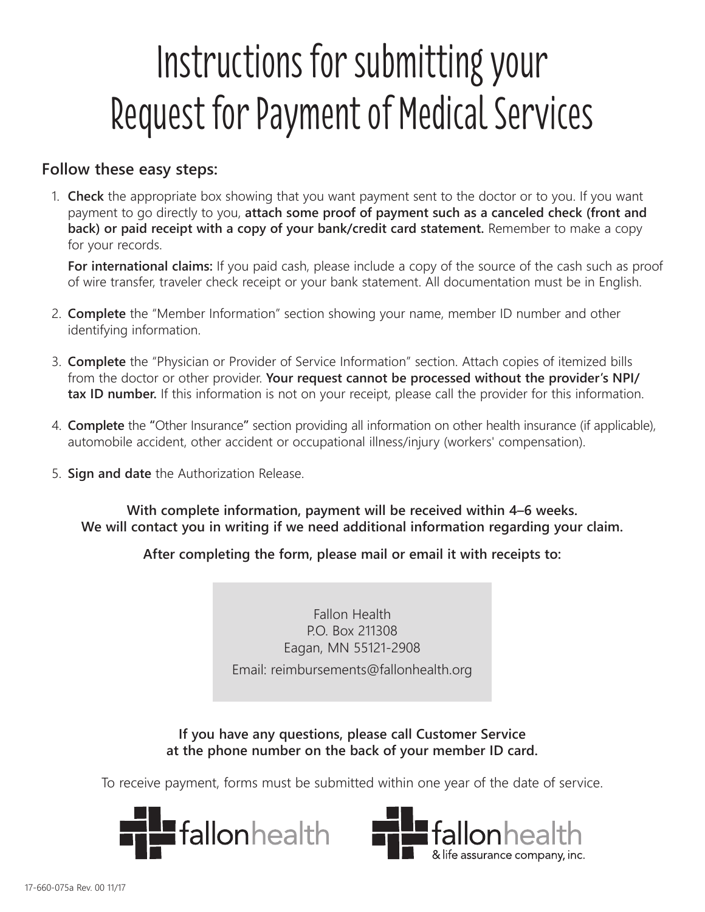# Instructions for submitting your Request for Payment of Medical Services

## Follow these easy steps:

1. **Check** the appropriate box showing that you want payment sent to the doctor or to you. If you want payment to go directly to you, **attach some proof of payment such as a canceled check (front and back) or paid receipt with a copy of your bank/credit card statement.** Remember to make a copy for your records.

   **For international claims:** If you paid cash, please include a copy of the source of the cash such as proof of wire transfer, traveler check receipt or your bank statement. All documentation must be in English.

2. **Complete** the "Member Information" section showing your name, member ID number and other identifying information.

3. **Complete** the "Physician or Provider of Service Information" section. Attach copies of itemized bills from the doctor or other provider. **Your request cannot be processed without the provider's NPI/ tax ID number.** If this information is not on your receipt, please call the provider for this information.

4. **Complete** the **"**Other Insurance**"** section providing all information on other health insurance (if applicable), automobile accident, other accident or occupational illness/injury (workers' compensation).

5. **Sign and date** the Authorization Release.

**With complete information, payment will be received within 4–6 weeks.**
**We will contact you in writing if we need additional information regarding your claim.**

**After completing the form, please mail or email it with receipts to:**

Fallon Health
P.O. Box 211308
Eagan, MN 55121-2908
Email: reimbursements@fallonhealth.org

**If you have any questions, please call Customer Service at the phone number on the back of your member ID card.**

To receive payment, forms must be submitted within one year of the date of service.

fallonhealth

fallonhealth & life assurance company, inc.

17-660-075a Rev. 00 11/17